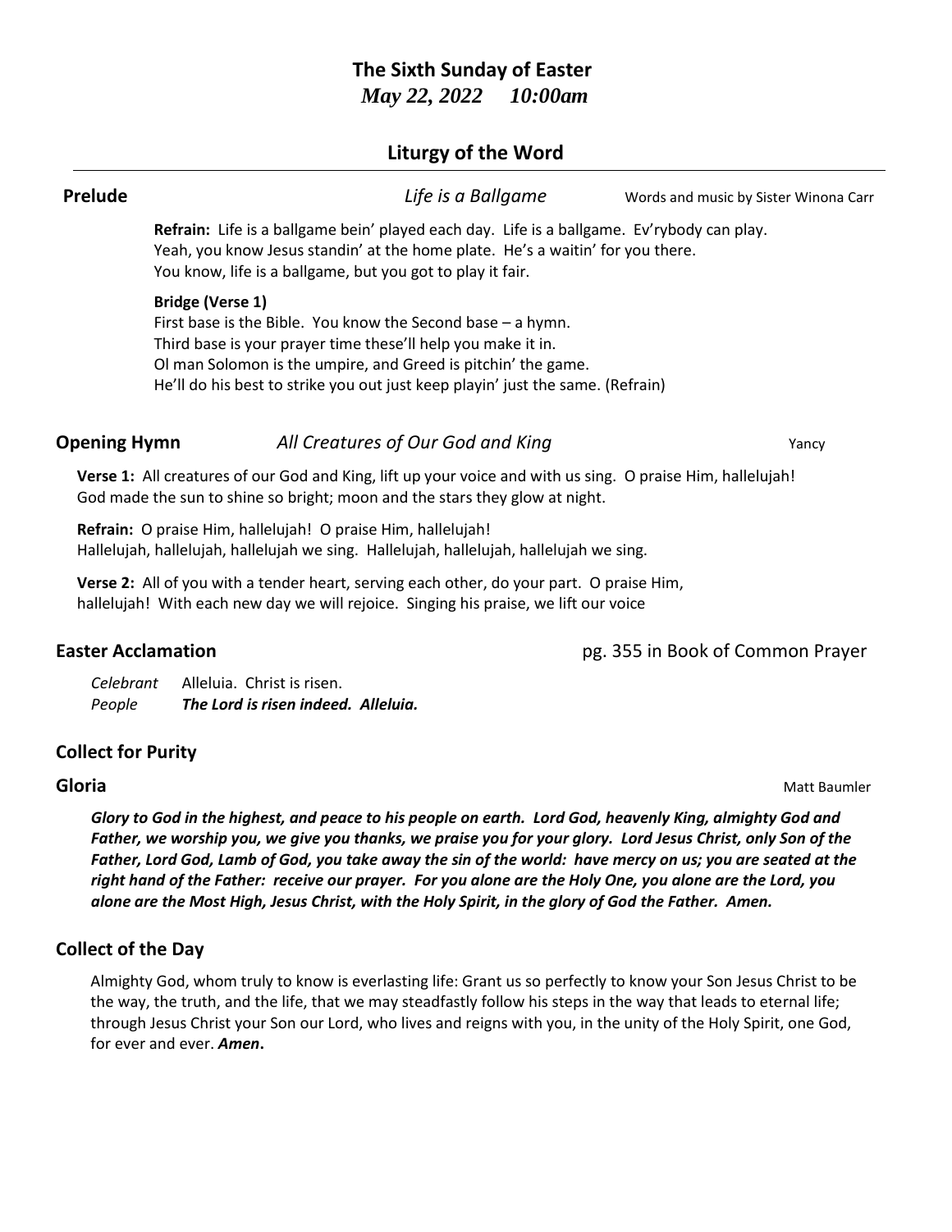# The Sixth Sunday of Easter

***May 22, 2022 10:00am***

## Liturgy of the Word

---

**Prelude** *Life is a Ballgame* Words and music by Sister Winona Carr

**Refrain:** Life is a ballgame bein' played each day. Life is a ballgame. Ev'rybody can play.
Yeah, you know Jesus standin' at the home plate. He's a waitin' for you there.
You know, life is a ballgame, but you got to play it fair.

**Bridge (Verse 1)**
First base is the Bible. You know the Second base – a hymn.
Third base is your prayer time these'll help you make it in.
Ol man Solomon is the umpire, and Greed is pitchin' the game.
He'll do his best to strike you out just keep playin' just the same. (Refrain)

**Opening Hymn** *All Creatures of Our God and King* Yancy

**Verse 1:** All creatures of our God and King, lift up your voice and with us sing. O praise Him, hallelujah!
God made the sun to shine so bright; moon and the stars they glow at night.

**Refrain:** O praise Him, hallelujah! O praise Him, hallelujah!
Hallelujah, hallelujah, hallelujah we sing. Hallelujah, hallelujah, hallelujah we sing.

**Verse 2:** All of you with a tender heart, serving each other, do your part. O praise Him,
hallelujah! With each new day we will rejoice. Singing his praise, we lift our voice

**Easter Acclamation** pg. 355 in Book of Common Prayer

*Celebrant* Alleluia. Christ is risen.
*People* ***The Lord is risen indeed. Alleluia.***

**Collect for Purity**

**Gloria** Matt Baumler

***Glory to God in the highest, and peace to his people on earth. Lord God, heavenly King, almighty God and Father, we worship you, we give you thanks, we praise you for your glory. Lord Jesus Christ, only Son of the Father, Lord God, Lamb of God, you take away the sin of the world: have mercy on us; you are seated at the right hand of the Father: receive our prayer. For you alone are the Holy One, you alone are the Lord, you alone are the Most High, Jesus Christ, with the Holy Spirit, in the glory of God the Father. Amen.***

**Collect of the Day**

Almighty God, whom truly to know is everlasting life: Grant us so perfectly to know your Son Jesus Christ to be the way, the truth, and the life, that we may steadfastly follow his steps in the way that leads to eternal life; through Jesus Christ your Son our Lord, who lives and reigns with you, in the unity of the Holy Spirit, one God, for ever and ever. ***Amen*.**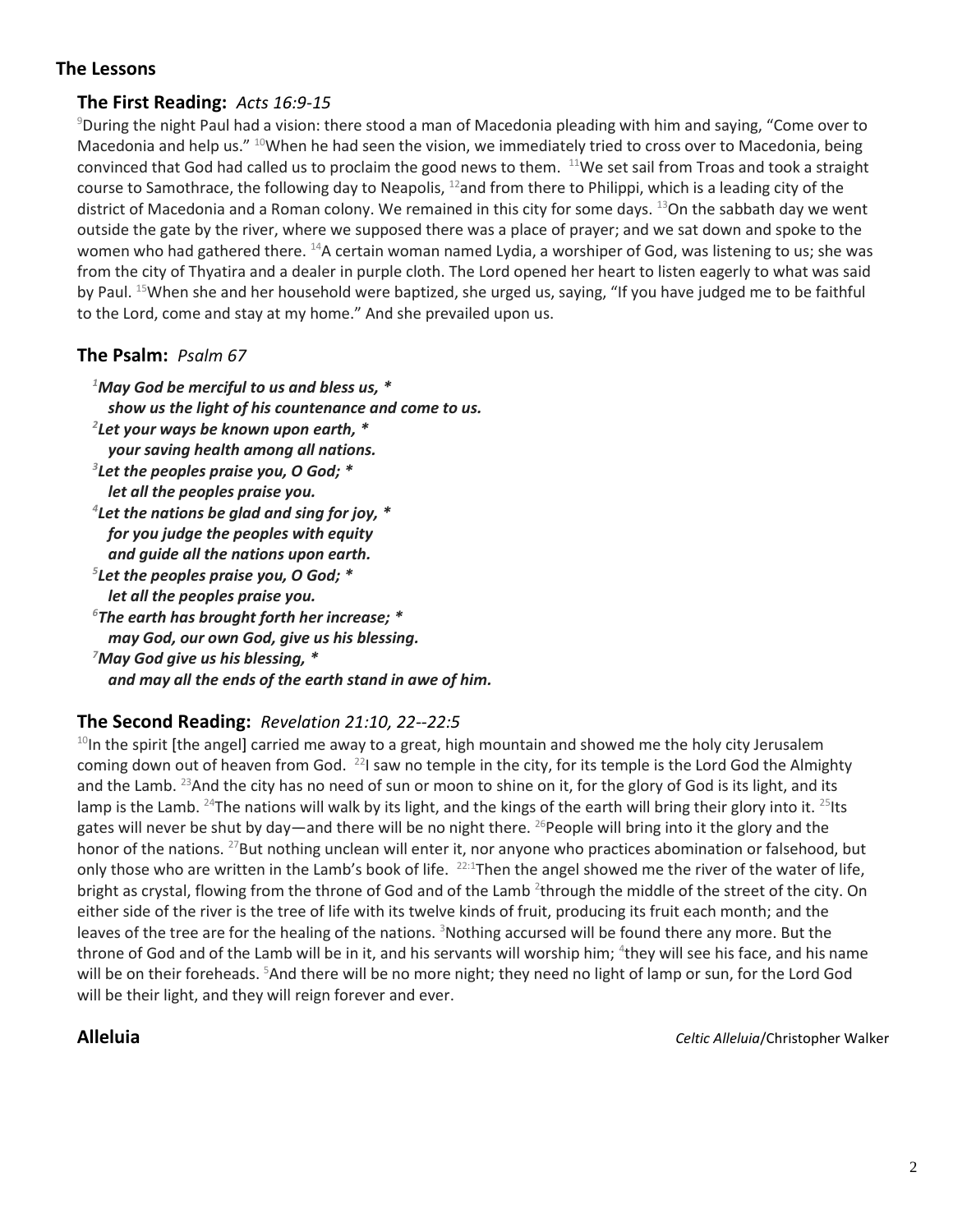## The Lessons

### The First Reading: *Acts 16:9-15*

[9]During the night Paul had a vision: there stood a man of Macedonia pleading with him and saying, "Come over to Macedonia and help us." [10]When he had seen the vision, we immediately tried to cross over to Macedonia, being convinced that God had called us to proclaim the good news to them. [11]We set sail from Troas and took a straight course to Samothrace, the following day to Neapolis, [12]and from there to Philippi, which is a leading city of the district of Macedonia and a Roman colony. We remained in this city for some days. [13]On the sabbath day we went outside the gate by the river, where we supposed there was a place of prayer; and we sat down and spoke to the women who had gathered there. [14]A certain woman named Lydia, a worshiper of God, was listening to us; she was from the city of Thyatira and a dealer in purple cloth. The Lord opened her heart to listen eagerly to what was said by Paul. [15]When she and her household were baptized, she urged us, saying, "If you have judged me to be faithful to the Lord, come and stay at my home." And she prevailed upon us.

### The Psalm: *Psalm 67*

***[1]May God be merciful to us and bless us, \****
***show us the light of his countenance and come to us.***
***[2]Let your ways be known upon earth, \****
***your saving health among all nations.***
***[3]Let the peoples praise you, O God; \****
***let all the peoples praise you.***
***[4]Let the nations be glad and sing for joy, \****
***for you judge the peoples with equity***
***and guide all the nations upon earth.***
***[5]Let the peoples praise you, O God; \****
***let all the peoples praise you.***
***[6]The earth has brought forth her increase; \****
***may God, our own God, give us his blessing.***
***[7]May God give us his blessing, \****
***and may all the ends of the earth stand in awe of him.***

### The Second Reading: *Revelation 21:10, 22--22:5*

[10]In the spirit [the angel] carried me away to a great, high mountain and showed me the holy city Jerusalem coming down out of heaven from God. [22]I saw no temple in the city, for its temple is the Lord God the Almighty and the Lamb. [23]And the city has no need of sun or moon to shine on it, for the glory of God is its light, and its lamp is the Lamb. [24]The nations will walk by its light, and the kings of the earth will bring their glory into it. [25]Its gates will never be shut by day—and there will be no night there. [26]People will bring into it the glory and the honor of the nations. [27]But nothing unclean will enter it, nor anyone who practices abomination or falsehood, but only those who are written in the Lamb's book of life. [22:1]Then the angel showed me the river of the water of life, bright as crystal, flowing from the throne of God and of the Lamb [2]through the middle of the street of the city. On either side of the river is the tree of life with its twelve kinds of fruit, producing its fruit each month; and the leaves of the tree are for the healing of the nations. [3]Nothing accursed will be found there any more. But the throne of God and of the Lamb will be in it, and his servants will worship him; [4]they will see his face, and his name will be on their foreheads. [5]And there will be no more night; they need no light of lamp or sun, for the Lord God will be their light, and they will reign forever and ever.

### Alleluia

*Celtic Alleluia*/Christopher Walker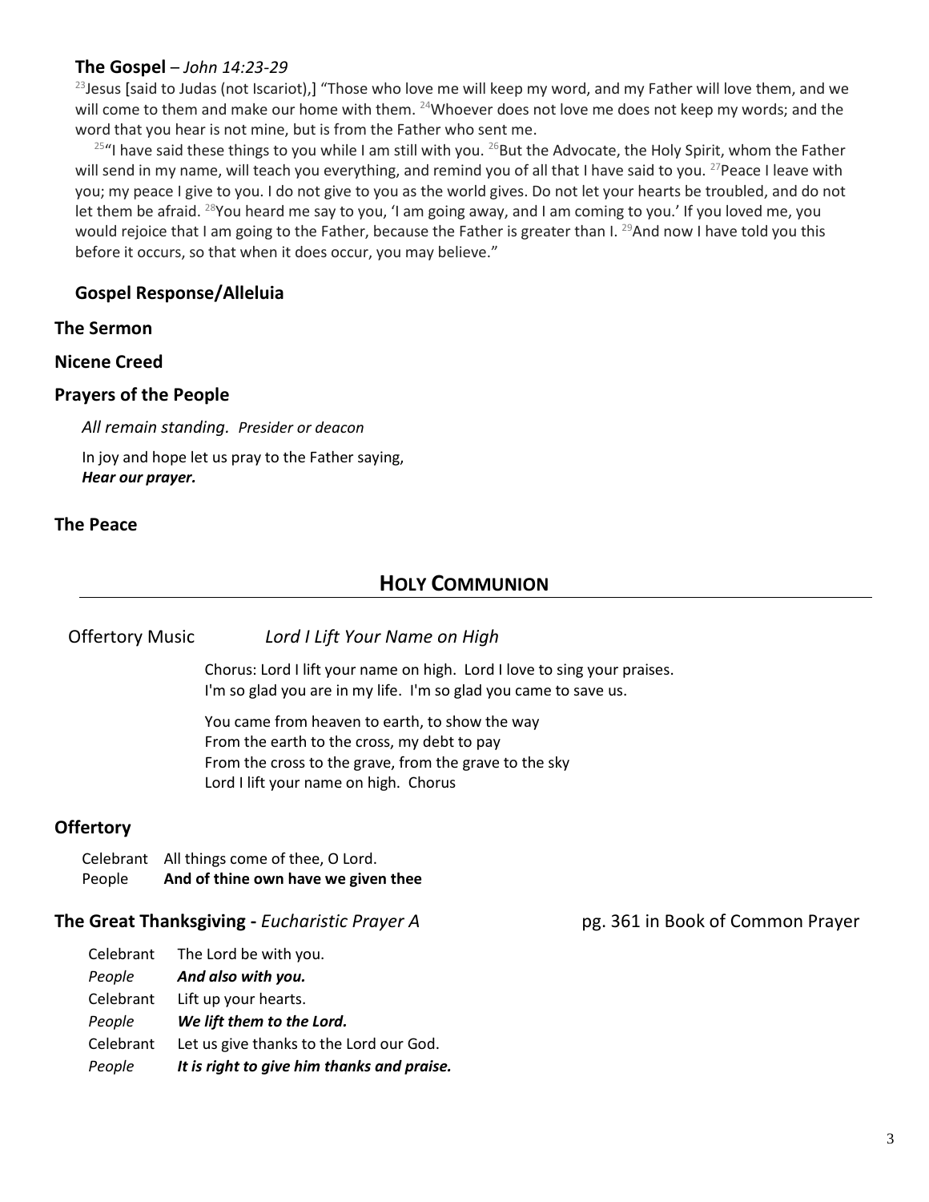## The Gospel – *John 14:23-29*

[23]Jesus [said to Judas (not Iscariot),] "Those who love me will keep my word, and my Father will love them, and we will come to them and make our home with them. [24]Whoever does not love me does not keep my words; and the word that you hear is not mine, but is from the Father who sent me.

[25]"I have said these things to you while I am still with you. [26]But the Advocate, the Holy Spirit, whom the Father will send in my name, will teach you everything, and remind you of all that I have said to you. [27]Peace I leave with you; my peace I give to you. I do not give to you as the world gives. Do not let your hearts be troubled, and do not let them be afraid. [28]You heard me say to you, 'I am going away, and I am coming to you.' If you loved me, you would rejoice that I am going to the Father, because the Father is greater than I. [29]And now I have told you this before it occurs, so that when it does occur, you may believe."

### Gospel Response/Alleluia

## The Sermon

## Nicene Creed

## Prayers of the People

*All remain standing. Presider or deacon*

In joy and hope let us pray to the Father saying,
***Hear our prayer.***

## The Peace

# HOLY COMMUNION

Offertory Music *Lord I Lift Your Name on High*

Chorus: Lord I lift your name on high. Lord I love to sing your praises.
I'm so glad you are in my life. I'm so glad you came to save us.

You came from heaven to earth, to show the way
From the earth to the cross, my debt to pay
From the cross to the grave, from the grave to the sky
Lord I lift your name on high. Chorus

## Offertory

| | |
|---|---|
| Celebrant | All things come of thee, O Lord. |
| People | **And of thine own have we given thee** |

## The Great Thanksgiving - *Eucharistic Prayer A* pg. 361 in Book of Common Prayer

| | |
|---|---|
| Celebrant | The Lord be with you. |
| *People* | ***And also with you.*** |
| Celebrant | Lift up your hearts. |
| *People* | ***We lift them to the Lord.*** |
| Celebrant | Let us give thanks to the Lord our God. |
| *People* | ***It is right to give him thanks and praise.*** |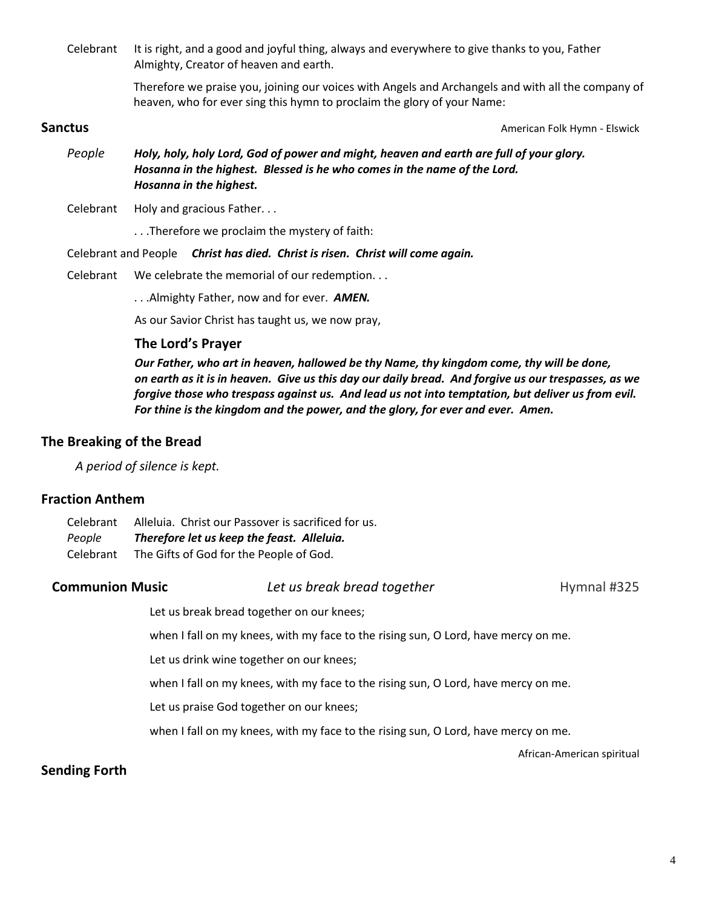Celebrant It is right, and a good and joyful thing, always and everywhere to give thanks to you, Father Almighty, Creator of heaven and earth.

Therefore we praise you, joining our voices with Angels and Archangels and with all the company of heaven, who for ever sing this hymn to proclaim the glory of your Name:

**Sanctus** American Folk Hymn - Elswick

*People* ***Holy, holy, holy Lord, God of power and might, heaven and earth are full of your glory. Hosanna in the highest. Blessed is he who comes in the name of the Lord. Hosanna in the highest.***

Celebrant Holy and gracious Father. . .

. . .Therefore we proclaim the mystery of faith:

Celebrant and People ***Christ has died. Christ is risen. Christ will come again.***

Celebrant We celebrate the memorial of our redemption. . .

. . .Almighty Father, now and for ever. ***AMEN.***

As our Savior Christ has taught us, we now pray,

### The Lord's Prayer

***Our Father, who art in heaven, hallowed be thy Name, thy kingdom come, thy will be done, on earth as it is in heaven. Give us this day our daily bread. And forgive us our trespasses, as we forgive those who trespass against us. And lead us not into temptation, but deliver us from evil. For thine is the kingdom and the power, and the glory, for ever and ever. Amen.***

## The Breaking of the Bread

*A period of silence is kept.*

## Fraction Anthem

Celebrant Alleluia. Christ our Passover is sacrificed for us.
*People* ***Therefore let us keep the feast. Alleluia.***
Celebrant The Gifts of God for the People of God.

**Communion Music** *Let us break bread together* Hymnal #325

Let us break bread together on our knees;

when I fall on my knees, with my face to the rising sun, O Lord, have mercy on me.

Let us drink wine together on our knees;

when I fall on my knees, with my face to the rising sun, O Lord, have mercy on me.

Let us praise God together on our knees;

when I fall on my knees, with my face to the rising sun, O Lord, have mercy on me.

African-American spiritual

## Sending Forth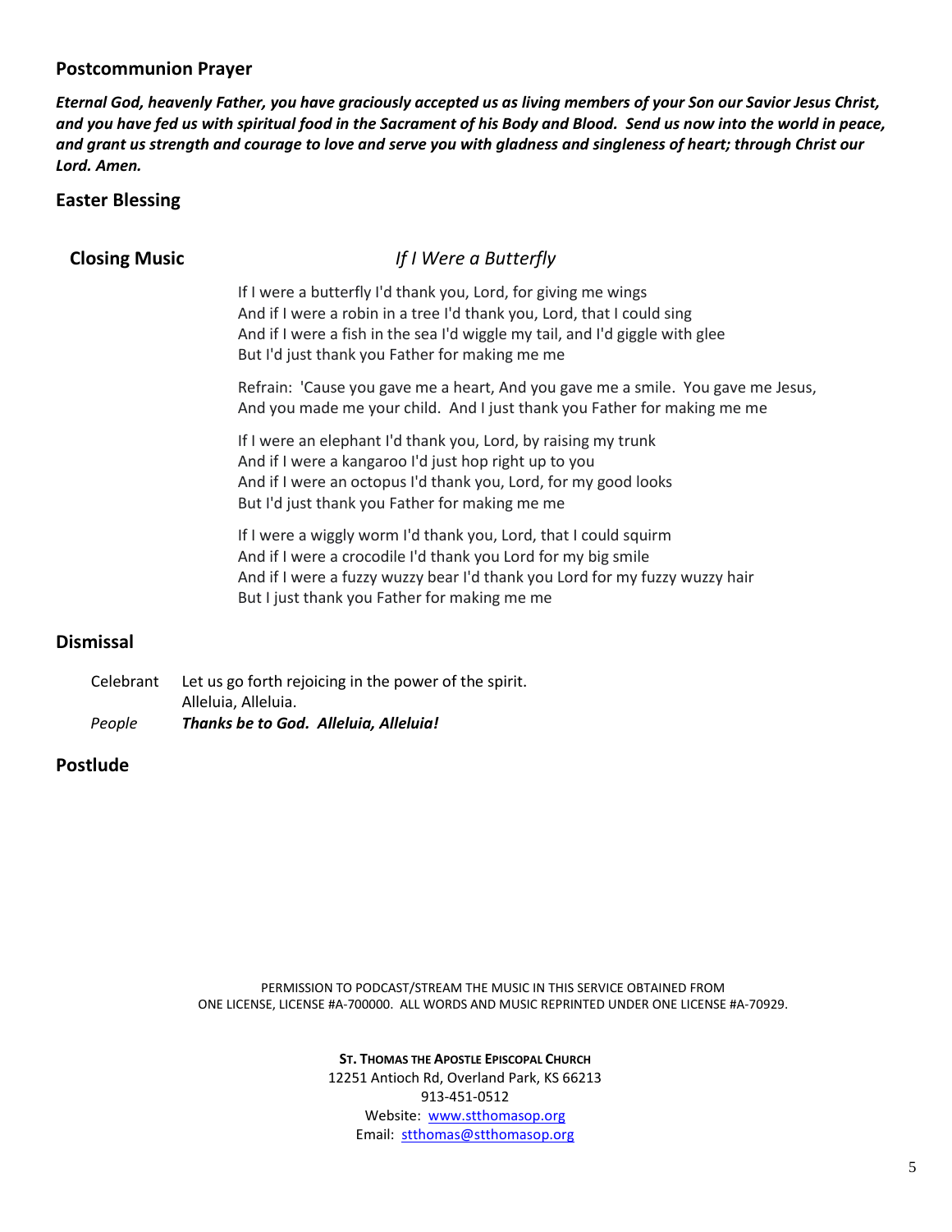## Postcommunion Prayer

***Eternal God, heavenly Father, you have graciously accepted us as living members of your Son our Savior Jesus Christ, and you have fed us with spiritual food in the Sacrament of his Body and Blood. Send us now into the world in peace, and grant us strength and courage to love and serve you with gladness and singleness of heart; through Christ our Lord. Amen.***

## Easter Blessing

## Closing Music *If I Were a Butterfly*

If I were a butterfly I'd thank you, Lord, for giving me wings
And if I were a robin in a tree I'd thank you, Lord, that I could sing
And if I were a fish in the sea I'd wiggle my tail, and I'd giggle with glee
But I'd just thank you Father for making me me

Refrain: 'Cause you gave me a heart, And you gave me a smile. You gave me Jesus,
And you made me your child. And I just thank you Father for making me me

If I were an elephant I'd thank you, Lord, by raising my trunk
And if I were a kangaroo I'd just hop right up to you
And if I were an octopus I'd thank you, Lord, for my good looks
But I'd just thank you Father for making me me

If I were a wiggly worm I'd thank you, Lord, that I could squirm
And if I were a crocodile I'd thank you Lord for my big smile
And if I were a fuzzy wuzzy bear I'd thank you Lord for my fuzzy wuzzy hair
But I just thank you Father for making me me

## Dismissal

Celebrant Let us go forth rejoicing in the power of the spirit.
Alleluia, Alleluia.

*People* ***Thanks be to God. Alleluia, Alleluia!***

## Postlude

PERMISSION TO PODCAST/STREAM THE MUSIC IN THIS SERVICE OBTAINED FROM ONE LICENSE, LICENSE #A-700000. ALL WORDS AND MUSIC REPRINTED UNDER ONE LICENSE #A-70929.

**ST. THOMAS THE APOSTLE EPISCOPAL CHURCH**
12251 Antioch Rd, Overland Park, KS 66213
913-451-0512
Website: www.stthomasop.org
Email: stthomas@stthomasop.org